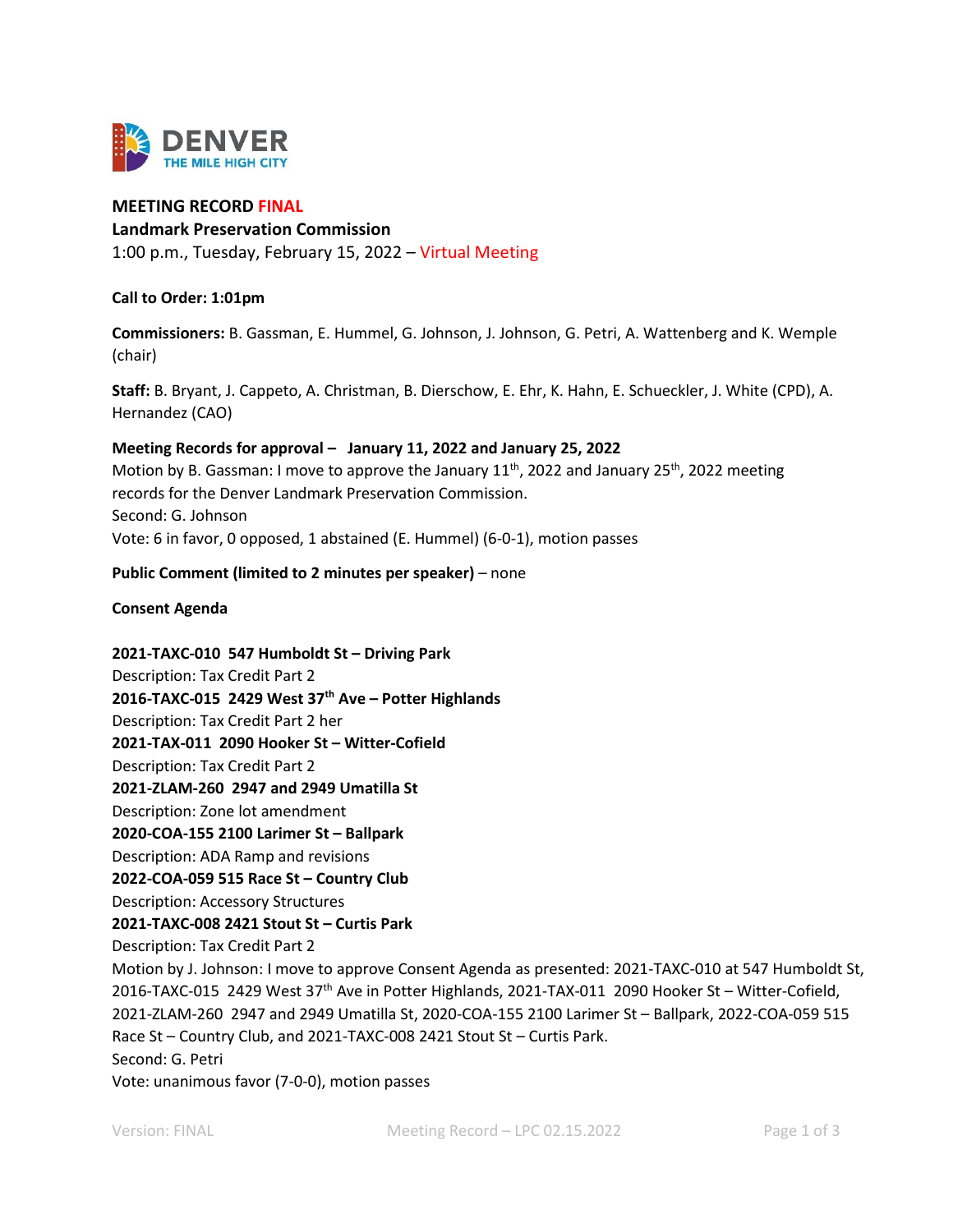DENVER
THE MILE HIGH CITY

**MEETING RECORD FINAL**
**Landmark Preservation Commission**
1:00 p.m., Tuesday, February 15, 2022 – Virtual Meeting

**Call to Order: 1:01pm**

**Commissioners:** B. Gassman, E. Hummel, G. Johnson, J. Johnson, G. Petri, A. Wattenberg and K. Wemple (chair)

**Staff:** B. Bryant, J. Cappeto, A. Christman, B. Dierschow, E. Ehr, K. Hahn, E. Schueckler, J. White (CPD), A. Hernandez (CAO)

**Meeting Records for approval – January 11, 2022 and January 25, 2022**
Motion by B. Gassman: I move to approve the January 11th, 2022 and January 25th, 2022 meeting records for the Denver Landmark Preservation Commission.
Second: G. Johnson
Vote: 6 in favor, 0 opposed, 1 abstained (E. Hummel) (6-0-1), motion passes

**Public Comment (limited to 2 minutes per speaker)** – none

**Consent Agenda**

**2021-TAXC-010 547 Humboldt St – Driving Park**
Description: Tax Credit Part 2
**2016-TAXC-015 2429 West 37th Ave – Potter Highlands**
Description: Tax Credit Part 2 her
**2021-TAX-011 2090 Hooker St – Witter-Cofield**
Description: Tax Credit Part 2
**2021-ZLAM-260 2947 and 2949 Umatilla St**
Description: Zone lot amendment
**2020-COA-155 2100 Larimer St – Ballpark**
Description: ADA Ramp and revisions
**2022-COA-059 515 Race St – Country Club**
Description: Accessory Structures
**2021-TAXC-008 2421 Stout St – Curtis Park**
Description: Tax Credit Part 2
Motion by J. Johnson: I move to approve Consent Agenda as presented: 2021-TAXC-010 at 547 Humboldt St, 2016-TAXC-015 2429 West 37th Ave in Potter Highlands, 2021-TAX-011 2090 Hooker St – Witter-Cofield, 2021-ZLAM-260 2947 and 2949 Umatilla St, 2020-COA-155 2100 Larimer St – Ballpark, 2022-COA-059 515 Race St – Country Club, and 2021-TAXC-008 2421 Stout St – Curtis Park.
Second: G. Petri
Vote: unanimous favor (7-0-0), motion passes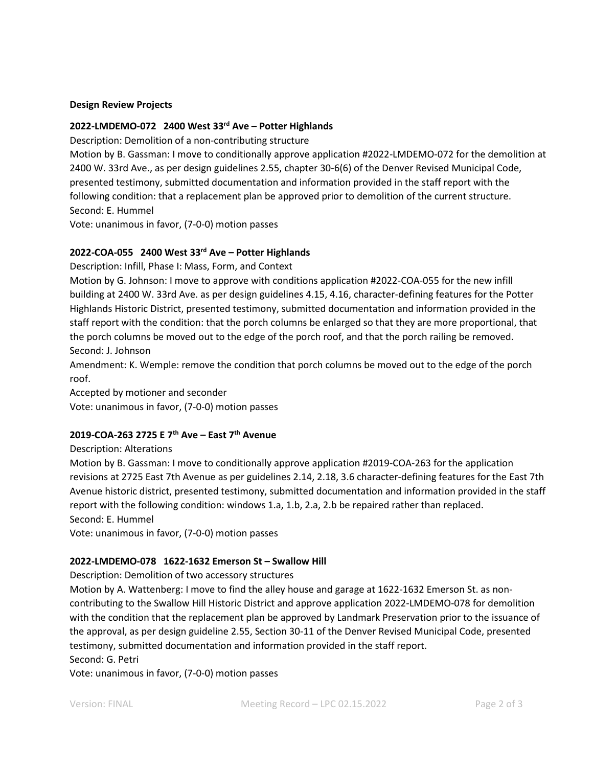## Design Review Projects

### 2022-LMDEMO-072 2400 West 33rd Ave – Potter Highlands

Description: Demolition of a non-contributing structure

Motion by B. Gassman: I move to conditionally approve application #2022-LMDEMO-072 for the demolition at 2400 W. 33rd Ave., as per design guidelines 2.55, chapter 30-6(6) of the Denver Revised Municipal Code, presented testimony, submitted documentation and information provided in the staff report with the following condition: that a replacement plan be approved prior to demolition of the current structure.

Second: E. Hummel

Vote: unanimous in favor, (7-0-0) motion passes

### 2022-COA-055 2400 West 33rd Ave – Potter Highlands

Description: Infill, Phase I: Mass, Form, and Context

Motion by G. Johnson: I move to approve with conditions application #2022-COA-055 for the new infill building at 2400 W. 33rd Ave. as per design guidelines 4.15, 4.16, character-defining features for the Potter Highlands Historic District, presented testimony, submitted documentation and information provided in the staff report with the condition: that the porch columns be enlarged so that they are more proportional, that the porch columns be moved out to the edge of the porch roof, and that the porch railing be removed.

Second: J. Johnson

Amendment: K. Wemple: remove the condition that porch columns be moved out to the edge of the porch roof.

Accepted by motioner and seconder

Vote: unanimous in favor, (7-0-0) motion passes

### 2019-COA-263 2725 E 7th Ave – East 7th Avenue

Description: Alterations

Motion by B. Gassman: I move to conditionally approve application #2019-COA-263 for the application revisions at 2725 East 7th Avenue as per guidelines 2.14, 2.18, 3.6 character-defining features for the East 7th Avenue historic district, presented testimony, submitted documentation and information provided in the staff report with the following condition: windows 1.a, 1.b, 2.a, 2.b be repaired rather than replaced.

Second: E. Hummel

Vote: unanimous in favor, (7-0-0) motion passes

### 2022-LMDEMO-078 1622-1632 Emerson St – Swallow Hill

Description: Demolition of two accessory structures

Motion by A. Wattenberg: I move to find the alley house and garage at 1622-1632 Emerson St. as non-contributing to the Swallow Hill Historic District and approve application 2022-LMDEMO-078 for demolition with the condition that the replacement plan be approved by Landmark Preservation prior to the issuance of the approval, as per design guideline 2.55, Section 30-11 of the Denver Revised Municipal Code, presented testimony, submitted documentation and information provided in the staff report.

Second: G. Petri

Vote: unanimous in favor, (7-0-0) motion passes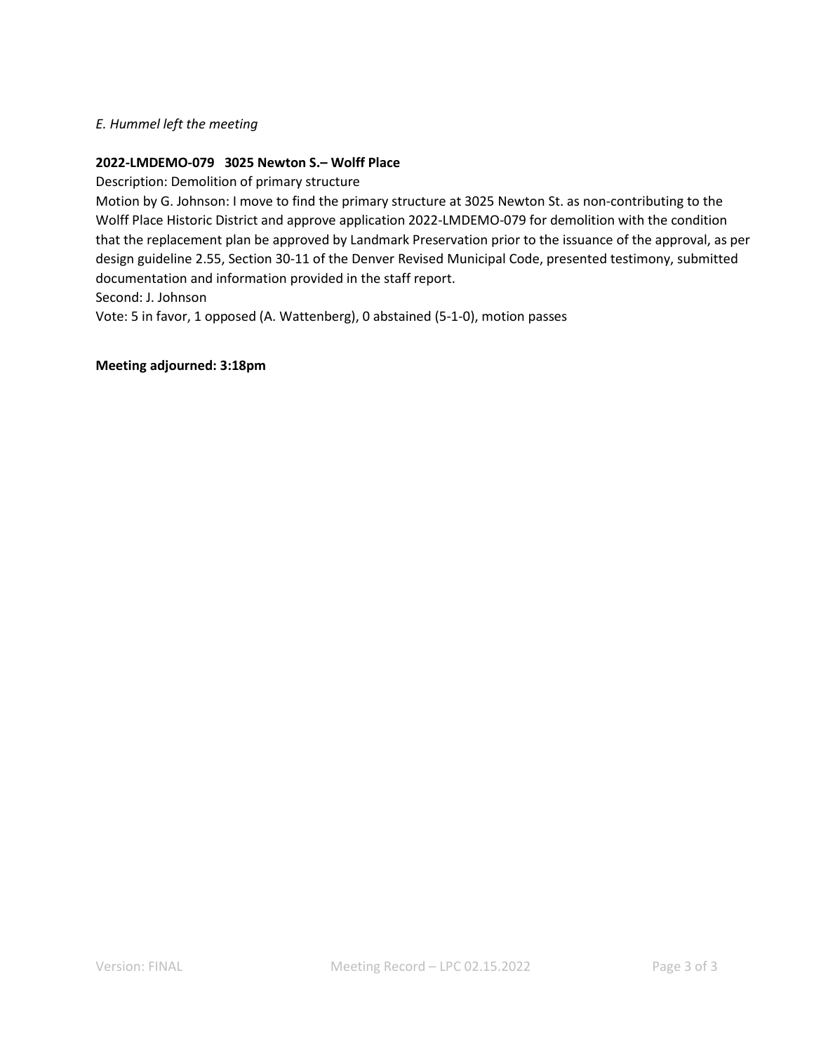*E. Hummel left the meeting*

**2022-LMDEMO-079   3025 Newton S.– Wolff Place**

Description: Demolition of primary structure

Motion by G. Johnson: I move to find the primary structure at 3025 Newton St. as non-contributing to the Wolff Place Historic District and approve application 2022-LMDEMO-079 for demolition with the condition that the replacement plan be approved by Landmark Preservation prior to the issuance of the approval, as per design guideline 2.55, Section 30-11 of the Denver Revised Municipal Code, presented testimony, submitted documentation and information provided in the staff report.

Second: J. Johnson

Vote: 5 in favor, 1 opposed (A. Wattenberg), 0 abstained (5-1-0), motion passes

**Meeting adjourned: 3:18pm**